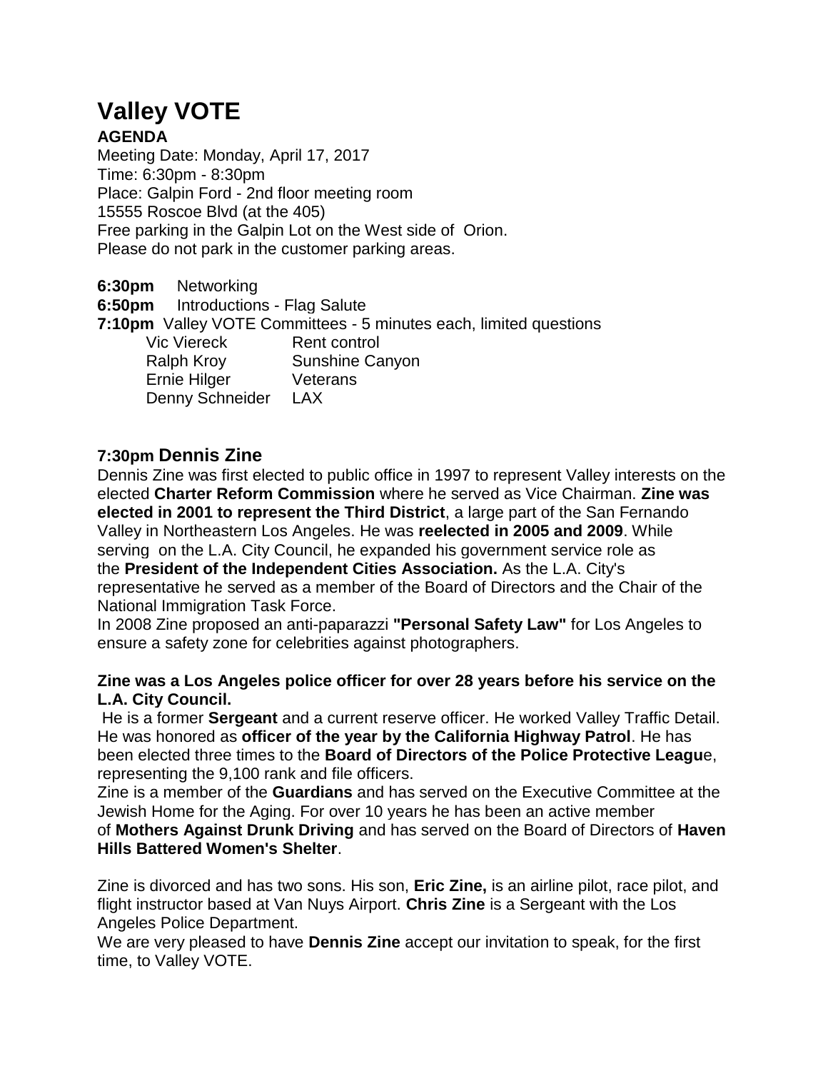# Valley VOTE

**AGENDA**

Meeting Date: Monday, April 17, 2017
Time: 6:30pm - 8:30pm
Place: Galpin Ford - 2nd floor meeting room
15555 Roscoe Blvd (at the 405)
Free parking in the Galpin Lot on the West side of Orion.
Please do not park in the customer parking areas.

**6:30pm** Networking
**6:50pm** Introductions - Flag Salute
**7:10pm** Valley VOTE Committees - 5 minutes each, limited questions

| | |
|---|---|
| Vic Viereck | Rent control |
| Ralph Kroy | Sunshine Canyon |
| Ernie Hilger | Veterans |
| Denny Schneider | LAX |

### 7:30pm Dennis Zine

Dennis Zine was first elected to public office in 1997 to represent Valley interests on the elected **Charter Reform Commission** where he served as Vice Chairman. **Zine was elected in 2001 to represent the Third District**, a large part of the San Fernando Valley in Northeastern Los Angeles. He was **reelected in 2005 and 2009**. While serving on the L.A. City Council, he expanded his government service role as the **President of the Independent Cities Association.** As the L.A. City's representative he served as a member of the Board of Directors and the Chair of the National Immigration Task Force.
In 2008 Zine proposed an anti-paparazzi **"Personal Safety Law"** for Los Angeles to ensure a safety zone for celebrities against photographers.

**Zine was a Los Angeles police officer for over 28 years before his service on the L.A. City Council.**
He is a former **Sergeant** and a current reserve officer. He worked Valley Traffic Detail. He was honored as **officer of the year by the California Highway Patrol**. He has been elected three times to the **Board of Directors of the Police Protective League**, representing the 9,100 rank and file officers.
Zine is a member of the **Guardians** and has served on the Executive Committee at the Jewish Home for the Aging. For over 10 years he has been an active member of **Mothers Against Drunk Driving** and has served on the Board of Directors of **Haven Hills Battered Women's Shelter**.

Zine is divorced and has two sons. His son, **Eric Zine,** is an airline pilot, race pilot, and flight instructor based at Van Nuys Airport. **Chris Zine** is a Sergeant with the Los Angeles Police Department.
We are very pleased to have **Dennis Zine** accept our invitation to speak, for the first time, to Valley VOTE.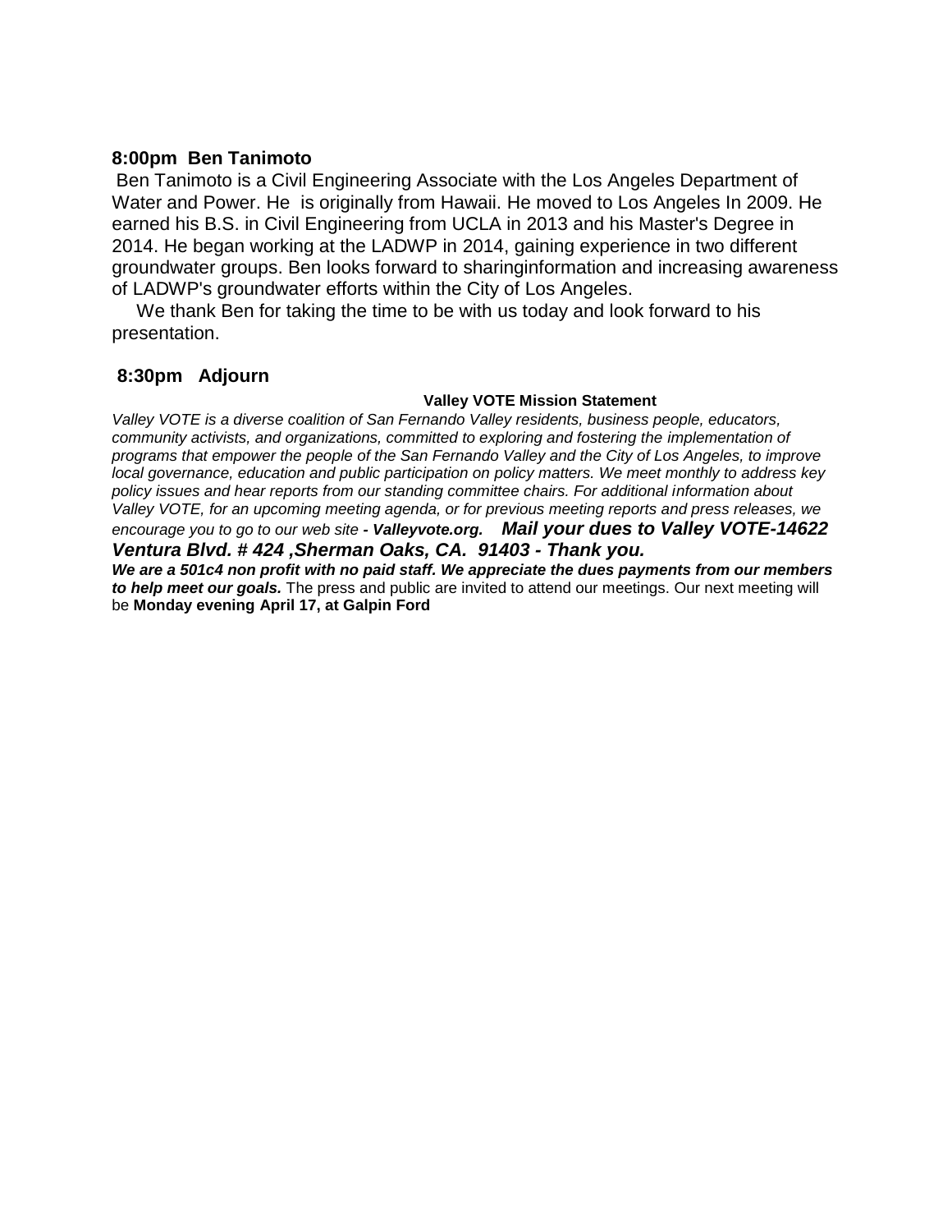**8:00pm Ben Tanimoto**

Ben Tanimoto is a Civil Engineering Associate with the Los Angeles Department of Water and Power. He is originally from Hawaii. He moved to Los Angeles In 2009. He earned his B.S. in Civil Engineering from UCLA in 2013 and his Master's Degree in 2014. He began working at the LADWP in 2014, gaining experience in two different groundwater groups. Ben looks forward to sharinginformation and increasing awareness of LADWP's groundwater efforts within the City of Los Angeles.

We thank Ben for taking the time to be with us today and look forward to his presentation.

**8:30pm Adjourn**

**Valley VOTE Mission Statement**

*Valley VOTE is a diverse coalition of San Fernando Valley residents, business people, educators, community activists, and organizations, committed to exploring and fostering the implementation of programs that empower the people of the San Fernando Valley and the City of Los Angeles, to improve local governance, education and public participation on policy matters. We meet monthly to address key policy issues and hear reports from our standing committee chairs. For additional information about Valley VOTE, for an upcoming meeting agenda, or for previous meeting reports and press releases, we encourage you to go to our web site **- Valleyvote.org.*** ***Mail your dues to Valley VOTE-14622 Ventura Blvd. # 424 ,Sherman Oaks, CA. 91403 - Thank you.***

***We are a 501c4 non profit with no paid staff. We appreciate the dues payments from our members to help meet our goals.*** The press and public are invited to attend our meetings. Our next meeting will be **Monday evening April 17, at Galpin Ford**